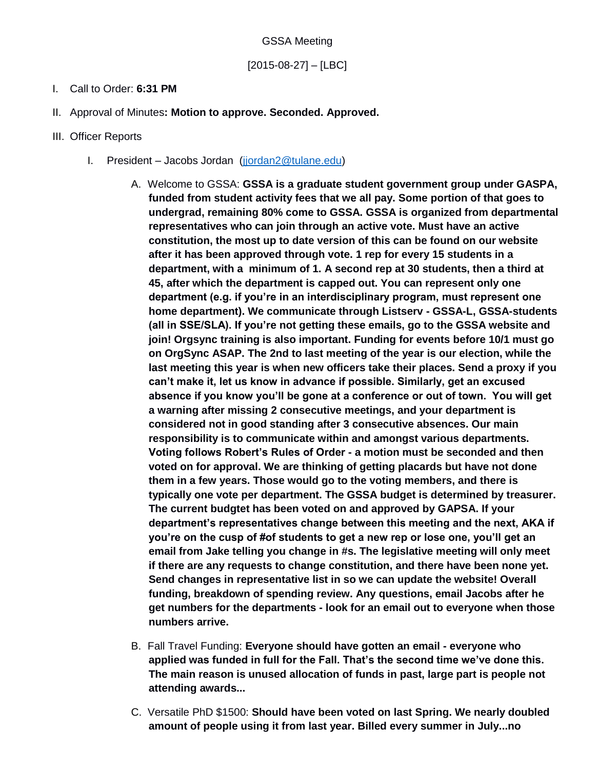GSSA Meeting

[2015-08-27] – [LBC]

I. Call to Order: **6:31 PM**

II. Approval of Minutes**: Motion to approve. Seconded. Approved.**

III. Officer Reports

   I. President – Jacobs Jordan (jjordan2@tulane.edu)

      A. Welcome to GSSA: **GSSA is a graduate student government group under GASPA, funded from student activity fees that we all pay. Some portion of that goes to undergrad, remaining 80% come to GSSA. GSSA is organized from departmental representatives who can join through an active vote. Must have an active constitution, the most up to date version of this can be found on our website after it has been approved through vote. 1 rep for every 15 students in a department, with a minimum of 1. A second rep at 30 students, then a third at 45, after which the department is capped out. You can represent only one department (e.g. if you're in an interdisciplinary program, must represent one home department). We communicate through Listserv - GSSA-L, GSSA-students (all in SSE/SLA). If you're not getting these emails, go to the GSSA website and join! Orgsync training is also important. Funding for events before 10/1 must go on OrgSync ASAP. The 2nd to last meeting of the year is our election, while the last meeting this year is when new officers take their places. Send a proxy if you can't make it, let us know in advance if possible. Similarly, get an excused absence if you know you'll be gone at a conference or out of town. You will get a warning after missing 2 consecutive meetings, and your department is considered not in good standing after 3 consecutive absences. Our main responsibility is to communicate within and amongst various departments. Voting follows Robert's Rules of Order - a motion must be seconded and then voted on for approval. We are thinking of getting placards but have not done them in a few years. Those would go to the voting members, and there is typically one vote per department. The GSSA budget is determined by treasurer. The current budgtet has been voted on and approved by GAPSA. If your department's representatives change between this meeting and the next, AKA if you're on the cusp of #of students to get a new rep or lose one, you'll get an email from Jake telling you change in #s. The legislative meeting will only meet if there are any requests to change constitution, and there have been none yet. Send changes in representative list in so we can update the website! Overall funding, breakdown of spending review. Any questions, email Jacobs after he get numbers for the departments - look for an email out to everyone when those numbers arrive.**

      B. Fall Travel Funding: **Everyone should have gotten an email - everyone who applied was funded in full for the Fall. That's the second time we've done this. The main reason is unused allocation of funds in past, large part is people not attending awards...**

      C. Versatile PhD $1500: **Should have been voted on last Spring. We nearly doubled amount of people using it from last year. Billed every summer in July...no**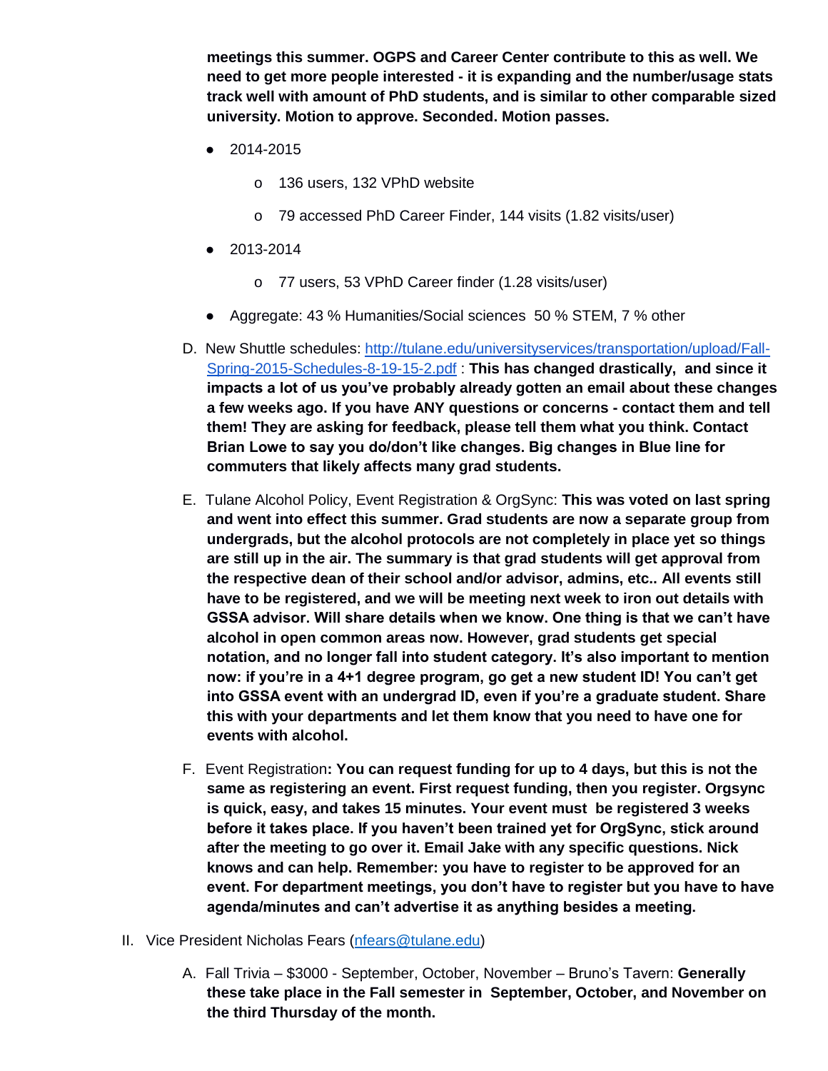**meetings this summer. OGPS and Career Center contribute to this as well. We need to get more people interested - it is expanding and the number/usage stats track well with amount of PhD students, and is similar to other comparable sized university. Motion to approve. Seconded. Motion passes.**

- 2014-2015
  - o 136 users, 132 VPhD website
  - o 79 accessed PhD Career Finder, 144 visits (1.82 visits/user)
- 2013-2014
  - o 77 users, 53 VPhD Career finder (1.28 visits/user)
- Aggregate: 43 % Humanities/Social sciences 50 % STEM, 7 % other

D. New Shuttle schedules: [http://tulane.edu/universityservices/transportation/upload/Fall-Spring-2015-Schedules-8-19-15-2.pdf](http://tulane.edu/universityservices/transportation/upload/Fall-Spring-2015-Schedules-8-19-15-2.pdf) : **This has changed drastically, and since it impacts a lot of us you've probably already gotten an email about these changes a few weeks ago. If you have ANY questions or concerns - contact them and tell them! They are asking for feedback, please tell them what you think. Contact Brian Lowe to say you do/don't like changes. Big changes in Blue line for commuters that likely affects many grad students.**

E. Tulane Alcohol Policy, Event Registration & OrgSync: **This was voted on last spring and went into effect this summer. Grad students are now a separate group from undergrads, but the alcohol protocols are not completely in place yet so things are still up in the air. The summary is that grad students will get approval from the respective dean of their school and/or advisor, admins, etc.. All events still have to be registered, and we will be meeting next week to iron out details with GSSA advisor. Will share details when we know. One thing is that we can't have alcohol in open common areas now. However, grad students get special notation, and no longer fall into student category. It's also important to mention now: if you're in a 4+1 degree program, go get a new student ID! You can't get into GSSA event with an undergrad ID, even if you're a graduate student. Share this with your departments and let them know that you need to have one for events with alcohol.**

F. Event Registration**: You can request funding for up to 4 days, but this is not the same as registering an event. First request funding, then you register. Orgsync is quick, easy, and takes 15 minutes. Your event must be registered 3 weeks before it takes place. If you haven't been trained yet for OrgSync, stick around after the meeting to go over it. Email Jake with any specific questions. Nick knows and can help. Remember: you have to register to be approved for an event. For department meetings, you don't have to register but you have to have agenda/minutes and can't advertise it as anything besides a meeting.**

II. Vice President Nicholas Fears ([nfears@tulane.edu](mailto:nfears@tulane.edu))

A. Fall Trivia – $3000 - September, October, November – Bruno's Tavern: **Generally these take place in the Fall semester in September, October, and November on the third Thursday of the month.**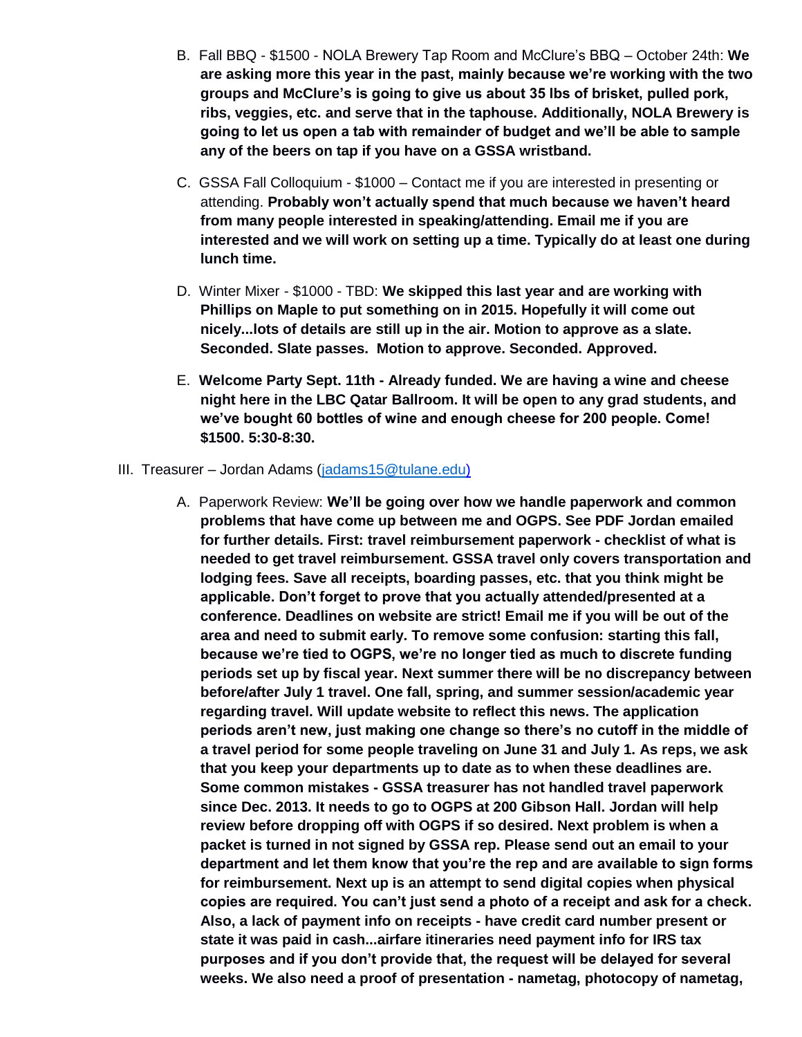B. Fall BBQ - $1500 - NOLA Brewery Tap Room and McClure's BBQ – October 24th: **We are asking more this year in the past, mainly because we're working with the two groups and McClure's is going to give us about 35 lbs of brisket, pulled pork, ribs, veggies, etc. and serve that in the taphouse. Additionally, NOLA Brewery is going to let us open a tab with remainder of budget and we'll be able to sample any of the beers on tap if you have on a GSSA wristband.**

C. GSSA Fall Colloquium - $1000 – Contact me if you are interested in presenting or attending. **Probably won't actually spend that much because we haven't heard from many people interested in speaking/attending. Email me if you are interested and we will work on setting up a time. Typically do at least one during lunch time.**

D. Winter Mixer - $1000 - TBD: **We skipped this last year and are working with Phillips on Maple to put something on in 2015. Hopefully it will come out nicely...lots of details are still up in the air. Motion to approve as a slate. Seconded. Slate passes. Motion to approve. Seconded. Approved.**

E. **Welcome Party Sept. 11th - Already funded. We are having a wine and cheese night here in the LBC Qatar Ballroom. It will be open to any grad students, and we've bought 60 bottles of wine and enough cheese for 200 people. Come! $1500. 5:30-8:30.**

III. Treasurer – Jordan Adams (jadams15@tulane.edu)

A. Paperwork Review: **We'll be going over how we handle paperwork and common problems that have come up between me and OGPS. See PDF Jordan emailed for further details. First: travel reimbursement paperwork - checklist of what is needed to get travel reimbursement. GSSA travel only covers transportation and lodging fees. Save all receipts, boarding passes, etc. that you think might be applicable. Don't forget to prove that you actually attended/presented at a conference. Deadlines on website are strict! Email me if you will be out of the area and need to submit early. To remove some confusion: starting this fall, because we're tied to OGPS, we're no longer tied as much to discrete funding periods set up by fiscal year. Next summer there will be no discrepancy between before/after July 1 travel. One fall, spring, and summer session/academic year regarding travel. Will update website to reflect this news. The application periods aren't new, just making one change so there's no cutoff in the middle of a travel period for some people traveling on June 31 and July 1. As reps, we ask that you keep your departments up to date as to when these deadlines are. Some common mistakes - GSSA treasurer has not handled travel paperwork since Dec. 2013. It needs to go to OGPS at 200 Gibson Hall. Jordan will help review before dropping off with OGPS if so desired. Next problem is when a packet is turned in not signed by GSSA rep. Please send out an email to your department and let them know that you're the rep and are available to sign forms for reimbursement. Next up is an attempt to send digital copies when physical copies are required. You can't just send a photo of a receipt and ask for a check. Also, a lack of payment info on receipts - have credit card number present or state it was paid in cash...airfare itineraries need payment info for IRS tax purposes and if you don't provide that, the request will be delayed for several weeks. We also need a proof of presentation - nametag, photocopy of nametag,**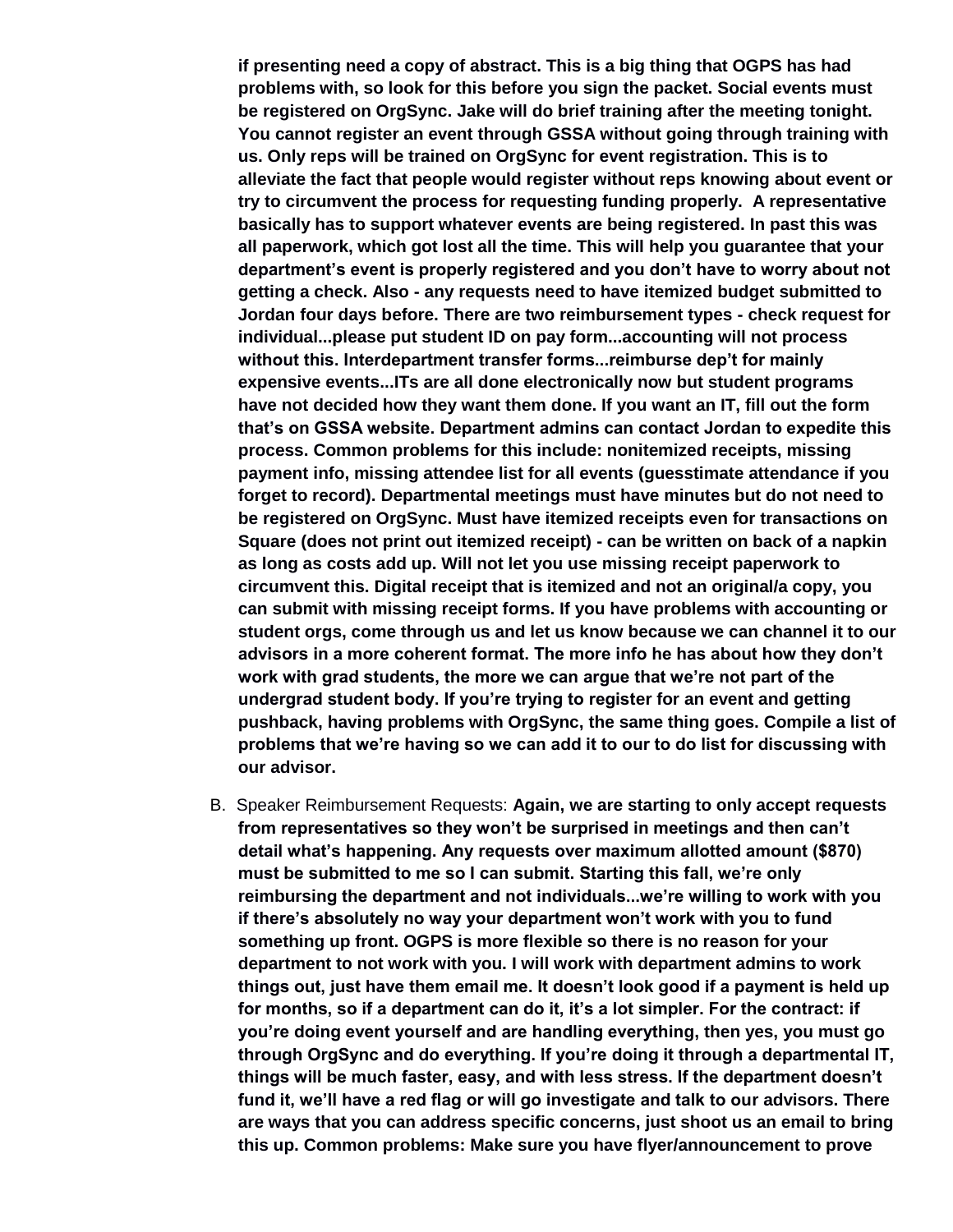**if presenting need a copy of abstract. This is a big thing that OGPS has had problems with, so look for this before you sign the packet. Social events must be registered on OrgSync. Jake will do brief training after the meeting tonight. You cannot register an event through GSSA without going through training with us. Only reps will be trained on OrgSync for event registration. This is to alleviate the fact that people would register without reps knowing about event or try to circumvent the process for requesting funding properly. A representative basically has to support whatever events are being registered. In past this was all paperwork, which got lost all the time. This will help you guarantee that your department's event is properly registered and you don't have to worry about not getting a check. Also - any requests need to have itemized budget submitted to Jordan four days before. There are two reimbursement types - check request for individual...please put student ID on pay form...accounting will not process without this. Interdepartment transfer forms...reimburse dep't for mainly expensive events...ITs are all done electronically now but student programs have not decided how they want them done. If you want an IT, fill out the form that's on GSSA website. Department admins can contact Jordan to expedite this process. Common problems for this include: nonitemized receipts, missing payment info, missing attendee list for all events (guesstimate attendance if you forget to record). Departmental meetings must have minutes but do not need to be registered on OrgSync. Must have itemized receipts even for transactions on Square (does not print out itemized receipt) - can be written on back of a napkin as long as costs add up. Will not let you use missing receipt paperwork to circumvent this. Digital receipt that is itemized and not an original/a copy, you can submit with missing receipt forms. If you have problems with accounting or student orgs, come through us and let us know because we can channel it to our advisors in a more coherent format. The more info he has about how they don't work with grad students, the more we can argue that we're not part of the undergrad student body. If you're trying to register for an event and getting pushback, having problems with OrgSync, the same thing goes. Compile a list of problems that we're having so we can add it to our to do list for discussing with our advisor.**

B. Speaker Reimbursement Requests: **Again, we are starting to only accept requests from representatives so they won't be surprised in meetings and then can't detail what's happening. Any requests over maximum allotted amount ($870) must be submitted to me so I can submit. Starting this fall, we're only reimbursing the department and not individuals...we're willing to work with you if there's absolutely no way your department won't work with you to fund something up front. OGPS is more flexible so there is no reason for your department to not work with you. I will work with department admins to work things out, just have them email me. It doesn't look good if a payment is held up for months, so if a department can do it, it's a lot simpler. For the contract: if you're doing event yourself and are handling everything, then yes, you must go through OrgSync and do everything. If you're doing it through a departmental IT, things will be much faster, easy, and with less stress. If the department doesn't fund it, we'll have a red flag or will go investigate and talk to our advisors. There are ways that you can address specific concerns, just shoot us an email to bring this up. Common problems: Make sure you have flyer/announcement to prove**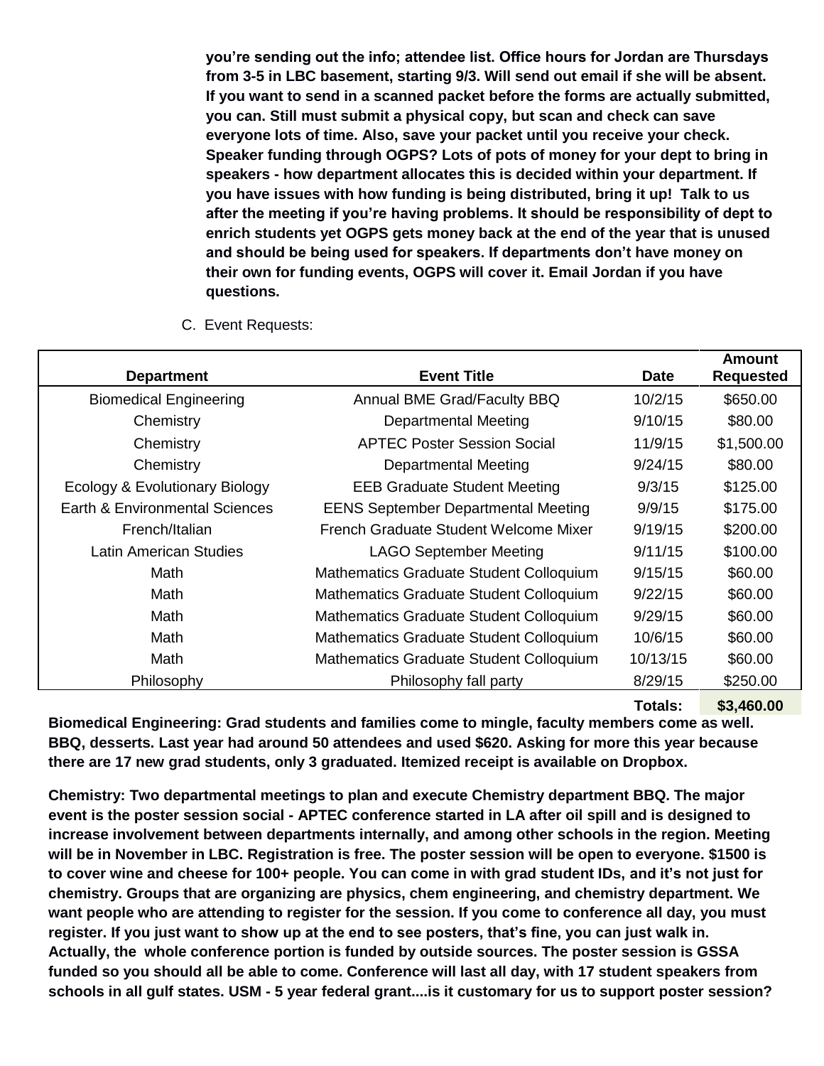**you're sending out the info; attendee list. Office hours for Jordan are Thursdays from 3-5 in LBC basement, starting 9/3. Will send out email if she will be absent. If you want to send in a scanned packet before the forms are actually submitted, you can. Still must submit a physical copy, but scan and check can save everyone lots of time. Also, save your packet until you receive your check. Speaker funding through OGPS? Lots of pots of money for your dept to bring in speakers - how department allocates this is decided within your department. If you have issues with how funding is being distributed, bring it up! Talk to us after the meeting if you're having problems. It should be responsibility of dept to enrich students yet OGPS gets money back at the end of the year that is unused and should be being used for speakers. If departments don't have money on their own for funding events, OGPS will cover it. Email Jordan if you have questions.**

C. Event Requests:

| Department | Event Title | Date | Amount Requested |
|---|---|---|---|
| Biomedical Engineering | Annual BME Grad/Faculty BBQ | 10/2/15 | $650.00 |
| Chemistry | Departmental Meeting | 9/10/15 | $80.00 |
| Chemistry | APTEC Poster Session Social | 11/9/15 | $1,500.00 |
| Chemistry | Departmental Meeting | 9/24/15 | $80.00 |
| Ecology & Evolutionary Biology | EEB Graduate Student Meeting | 9/3/15 | $125.00 |
| Earth & Environmental Sciences | EENS September Departmental Meeting | 9/9/15 | $175.00 |
| French/Italian | French Graduate Student Welcome Mixer | 9/19/15 | $200.00 |
| Latin American Studies | LAGO September Meeting | 9/11/15 | $100.00 |
| Math | Mathematics Graduate Student Colloquium | 9/15/15 | $60.00 |
| Math | Mathematics Graduate Student Colloquium | 9/22/15 | $60.00 |
| Math | Mathematics Graduate Student Colloquium | 9/29/15 | $60.00 |
| Math | Mathematics Graduate Student Colloquium | 10/6/15 | $60.00 |
| Math | Mathematics Graduate Student Colloquium | 10/13/15 | $60.00 |
| Philosophy | Philosophy fall party | 8/29/15 | $250.00 |
| | | **Totals:** | **$3,460.00** |

**Biomedical Engineering: Grad students and families come to mingle, faculty members come as well. BBQ, desserts. Last year had around 50 attendees and used $620. Asking for more this year because there are 17 new grad students, only 3 graduated. Itemized receipt is available on Dropbox.**

**Chemistry: Two departmental meetings to plan and execute Chemistry department BBQ. The major event is the poster session social - APTEC conference started in LA after oil spill and is designed to increase involvement between departments internally, and among other schools in the region. Meeting will be in November in LBC. Registration is free. The poster session will be open to everyone. $1500 is to cover wine and cheese for 100+ people. You can come in with grad student IDs, and it's not just for chemistry. Groups that are organizing are physics, chem engineering, and chemistry department. We want people who are attending to register for the session. If you come to conference all day, you must register. If you just want to show up at the end to see posters, that's fine, you can just walk in. Actually, the whole conference portion is funded by outside sources. The poster session is GSSA funded so you should all be able to come. Conference will last all day, with 17 student speakers from schools in all gulf states. USM - 5 year federal grant....is it customary for us to support poster session?**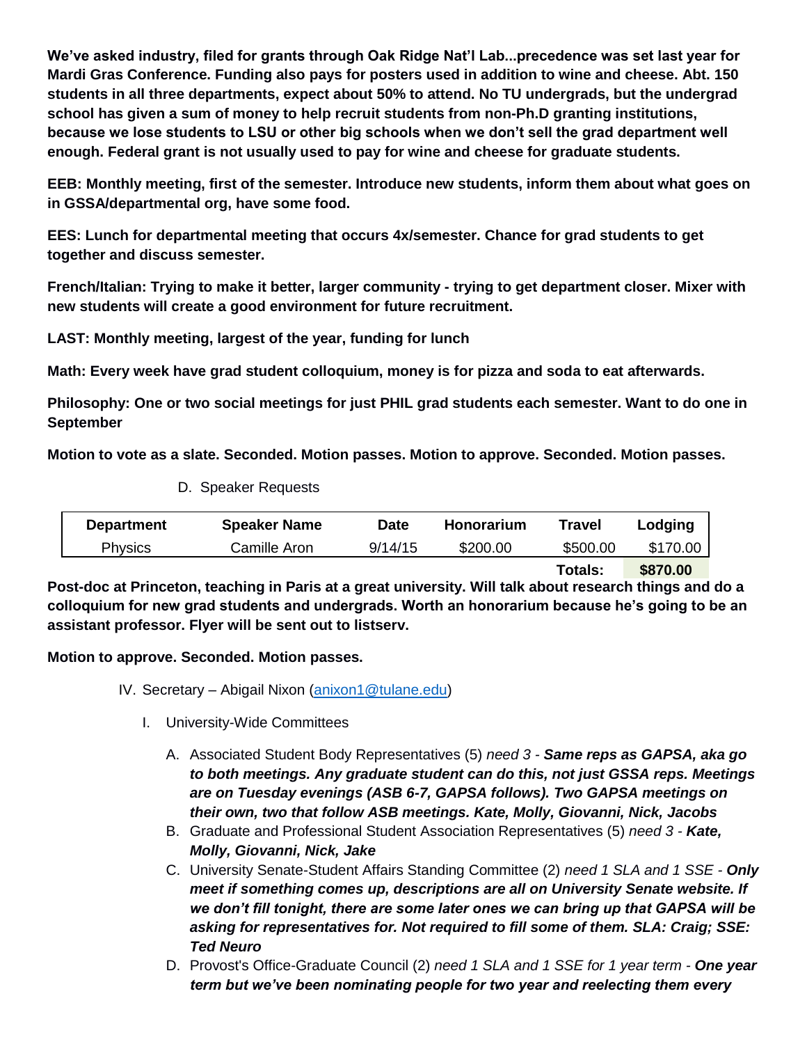**We've asked industry, filed for grants through Oak Ridge Nat'l Lab...precedence was set last year for Mardi Gras Conference. Funding also pays for posters used in addition to wine and cheese. Abt. 150 students in all three departments, expect about 50% to attend. No TU undergrads, but the undergrad school has given a sum of money to help recruit students from non-Ph.D granting institutions, because we lose students to LSU or other big schools when we don't sell the grad department well enough. Federal grant is not usually used to pay for wine and cheese for graduate students.**

**EEB: Monthly meeting, first of the semester. Introduce new students, inform them about what goes on in GSSA/departmental org, have some food.**

**EES: Lunch for departmental meeting that occurs 4x/semester. Chance for grad students to get together and discuss semester.**

**French/Italian: Trying to make it better, larger community - trying to get department closer. Mixer with new students will create a good environment for future recruitment.**

**LAST: Monthly meeting, largest of the year, funding for lunch**

**Math: Every week have grad student colloquium, money is for pizza and soda to eat afterwards.**

**Philosophy: One or two social meetings for just PHIL grad students each semester. Want to do one in September**

**Motion to vote as a slate. Seconded. Motion passes. Motion to approve. Seconded. Motion passes.**

D. Speaker Requests

| Department | Speaker Name | Date | Honorarium | Travel | Lodging |
|---|---|---|---|---|---|
| Physics | Camille Aron | 9/14/15 | $200.00 | $500.00 | $170.00 |
| | | | | Totals: | $870.00 |

**Post-doc at Princeton, teaching in Paris at a great university. Will talk about research things and do a colloquium for new grad students and undergrads. Worth an honorarium because he's going to be an assistant professor. Flyer will be sent out to listserv.**

**Motion to approve. Seconded. Motion passes.**

IV. Secretary – Abigail Nixon (anixon1@tulane.edu)

I. University-Wide Committees

A. Associated Student Body Representatives (5) *need 3* - ***Same reps as GAPSA, aka go to both meetings. Any graduate student can do this, not just GSSA reps. Meetings are on Tuesday evenings (ASB 6-7, GAPSA follows). Two GAPSA meetings on their own, two that follow ASB meetings. Kate, Molly, Giovanni, Nick, Jacobs***

B. Graduate and Professional Student Association Representatives (5) *need 3* - ***Kate, Molly, Giovanni, Nick, Jake***

C. University Senate-Student Affairs Standing Committee (2) *need 1 SLA and 1 SSE* - ***Only meet if something comes up, descriptions are all on University Senate website. If we don't fill tonight, there are some later ones we can bring up that GAPSA will be asking for representatives for. Not required to fill some of them. SLA: Craig; SSE: Ted Neuro***

D. Provost's Office-Graduate Council (2) *need 1 SLA and 1 SSE for 1 year term* - ***One year term but we've been nominating people for two year and reelecting them every***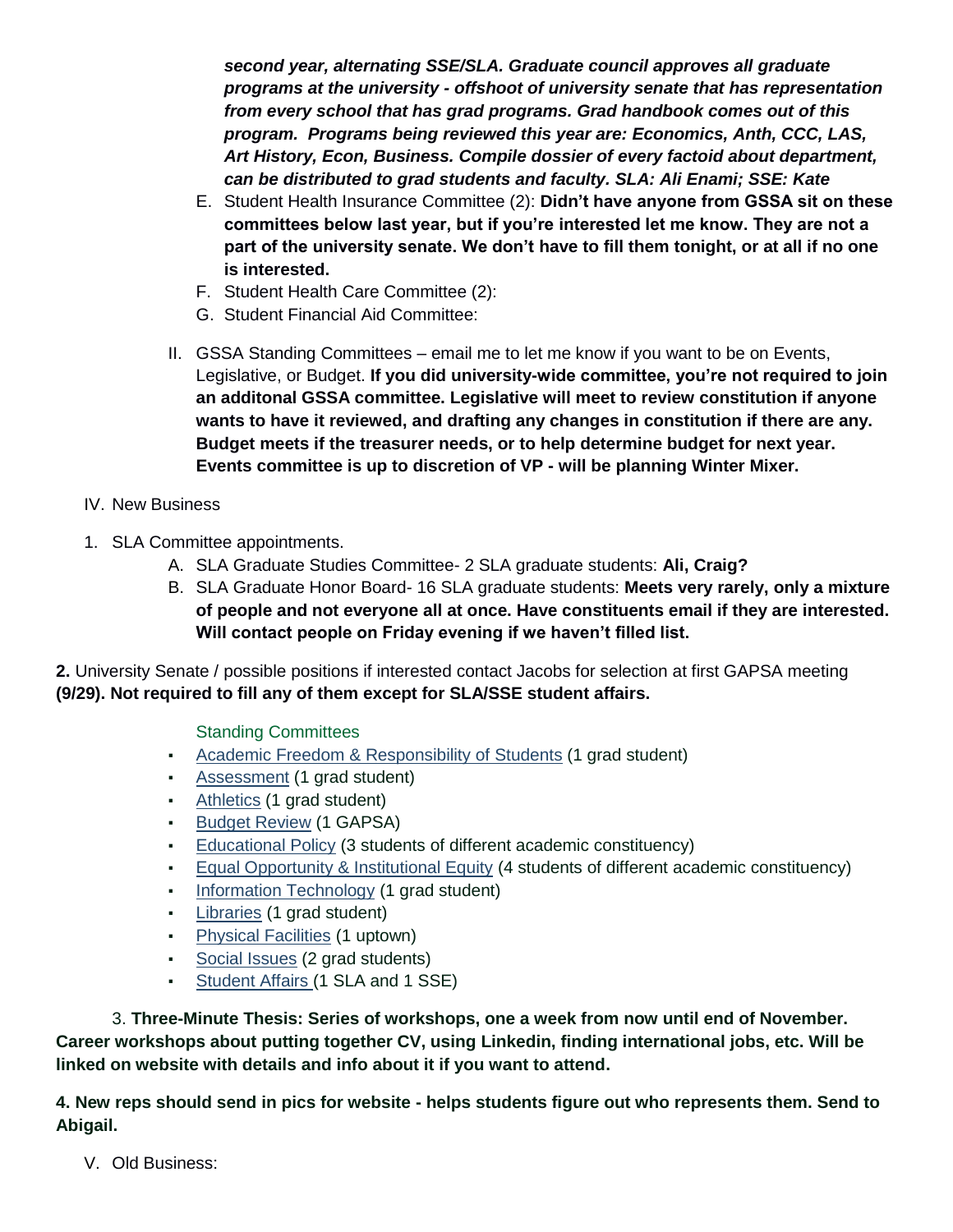***second year, alternating SSE/SLA. Graduate council approves all graduate programs at the university - offshoot of university senate that has representation from every school that has grad programs. Grad handbook comes out of this program. Programs being reviewed this year are: Economics, Anth, CCC, LAS, Art History, Econ, Business. Compile dossier of every factoid about department, can be distributed to grad students and faculty. SLA: Ali Enami; SSE: Kate***

E. Student Health Insurance Committee (2): **Didn't have anyone from GSSA sit on these committees below last year, but if you're interested let me know. They are not a part of the university senate. We don't have to fill them tonight, or at all if no one is interested.**
F. Student Health Care Committee (2):
G. Student Financial Aid Committee:

II. GSSA Standing Committees – email me to let me know if you want to be on Events, Legislative, or Budget. **If you did university-wide committee, you're not required to join an additonal GSSA committee. Legislative will meet to review constitution if anyone wants to have it reviewed, and drafting any changes in constitution if there are any. Budget meets if the treasurer needs, or to help determine budget for next year. Events committee is up to discretion of VP - will be planning Winter Mixer.**

IV. New Business

1. SLA Committee appointments.
   A. SLA Graduate Studies Committee- 2 SLA graduate students: **Ali, Craig?**
   B. SLA Graduate Honor Board- 16 SLA graduate students: **Meets very rarely, only a mixture of people and not everyone all at once. Have constituents email if they are interested. Will contact people on Friday evening if we haven't filled list.**

**2.** University Senate / possible positions if interested contact Jacobs for selection at first GAPSA meeting **(9/29). Not required to fill any of them except for SLA/SSE student affairs.**

Standing Committees

- Academic Freedom & Responsibility of Students (1 grad student)
- Assessment (1 grad student)
- Athletics (1 grad student)
- Budget Review (1 GAPSA)
- Educational Policy (3 students of different academic constituency)
- Equal Opportunity & Institutional Equity (4 students of different academic constituency)
- Information Technology (1 grad student)
- Libraries (1 grad student)
- Physical Facilities (1 uptown)
- Social Issues (2 grad students)
- Student Affairs (1 SLA and 1 SSE)

3. **Three-Minute Thesis: Series of workshops, one a week from now until end of November. Career workshops about putting together CV, using Linkedin, finding international jobs, etc. Will be linked on website with details and info about it if you want to attend.**

**4. New reps should send in pics for website - helps students figure out who represents them. Send to Abigail.**

V. Old Business: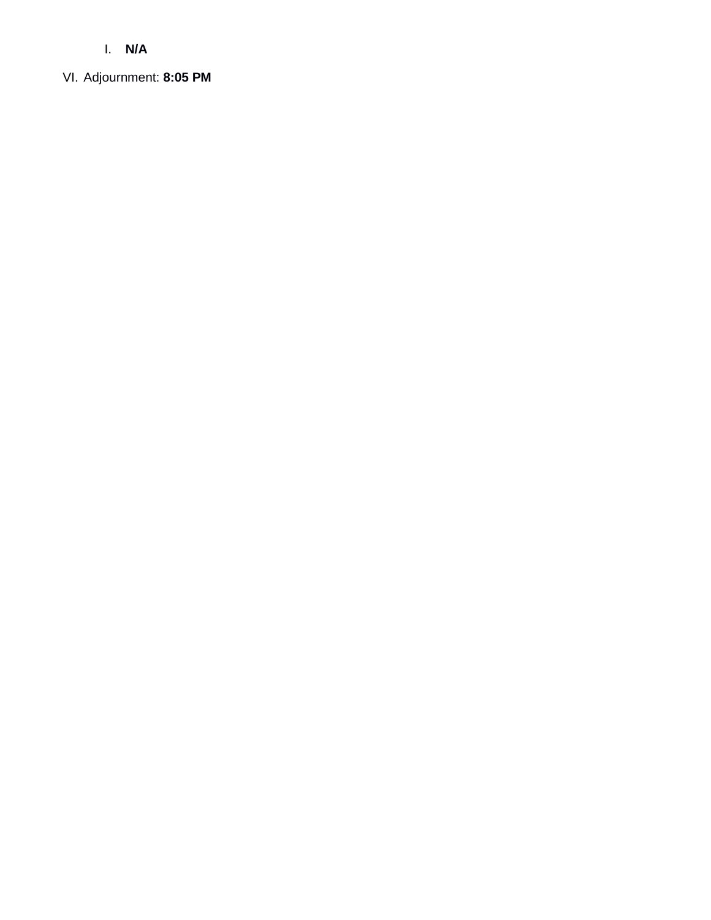I. **N/A**

VI. Adjournment: **8:05 PM**